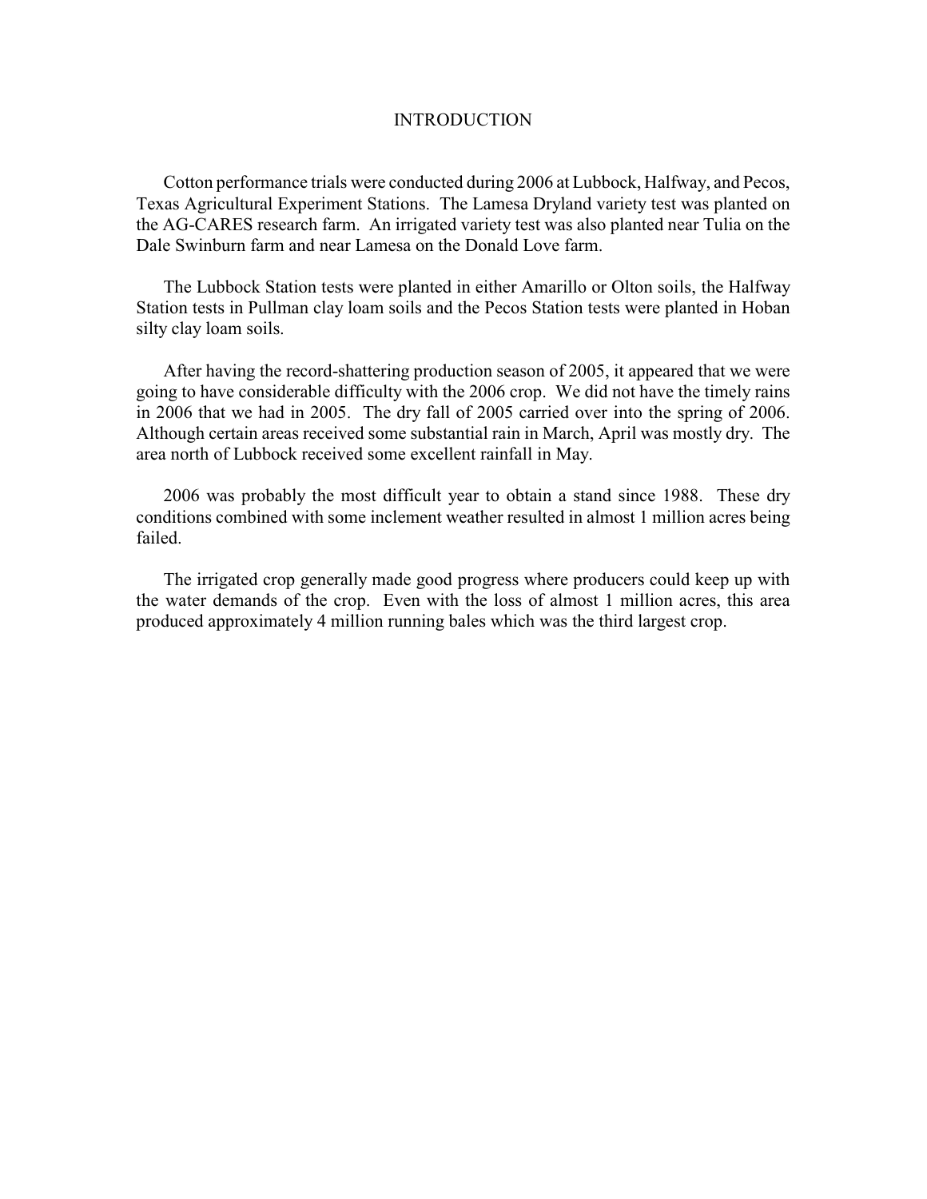# INTRODUCTION

Cotton performance trials were conducted during 2006 at Lubbock, Halfway, and Pecos, Texas Agricultural Experiment Stations. The Lamesa Dryland variety test was planted on the AG-CARES research farm. An irrigated variety test was also planted near Tulia on the Dale Swinburn farm and near Lamesa on the Donald Love farm.

The Lubbock Station tests were planted in either Amarillo or Olton soils, the Halfway Station tests in Pullman clay loam soils and the Pecos Station tests were planted in Hoban silty clay loam soils.

After having the record-shattering production season of 2005, it appeared that we were going to have considerable difficulty with the 2006 crop. We did not have the timely rains in 2006 that we had in 2005. The dry fall of 2005 carried over into the spring of 2006. Although certain areas received some substantial rain in March, April was mostly dry. The area north of Lubbock received some excellent rainfall in May.

2006 was probably the most difficult year to obtain a stand since 1988. These dry conditions combined with some inclement weather resulted in almost 1 million acres being failed.

The irrigated crop generally made good progress where producers could keep up with the water demands of the crop. Even with the loss of almost 1 million acres, this area produced approximately 4 million running bales which was the third largest crop.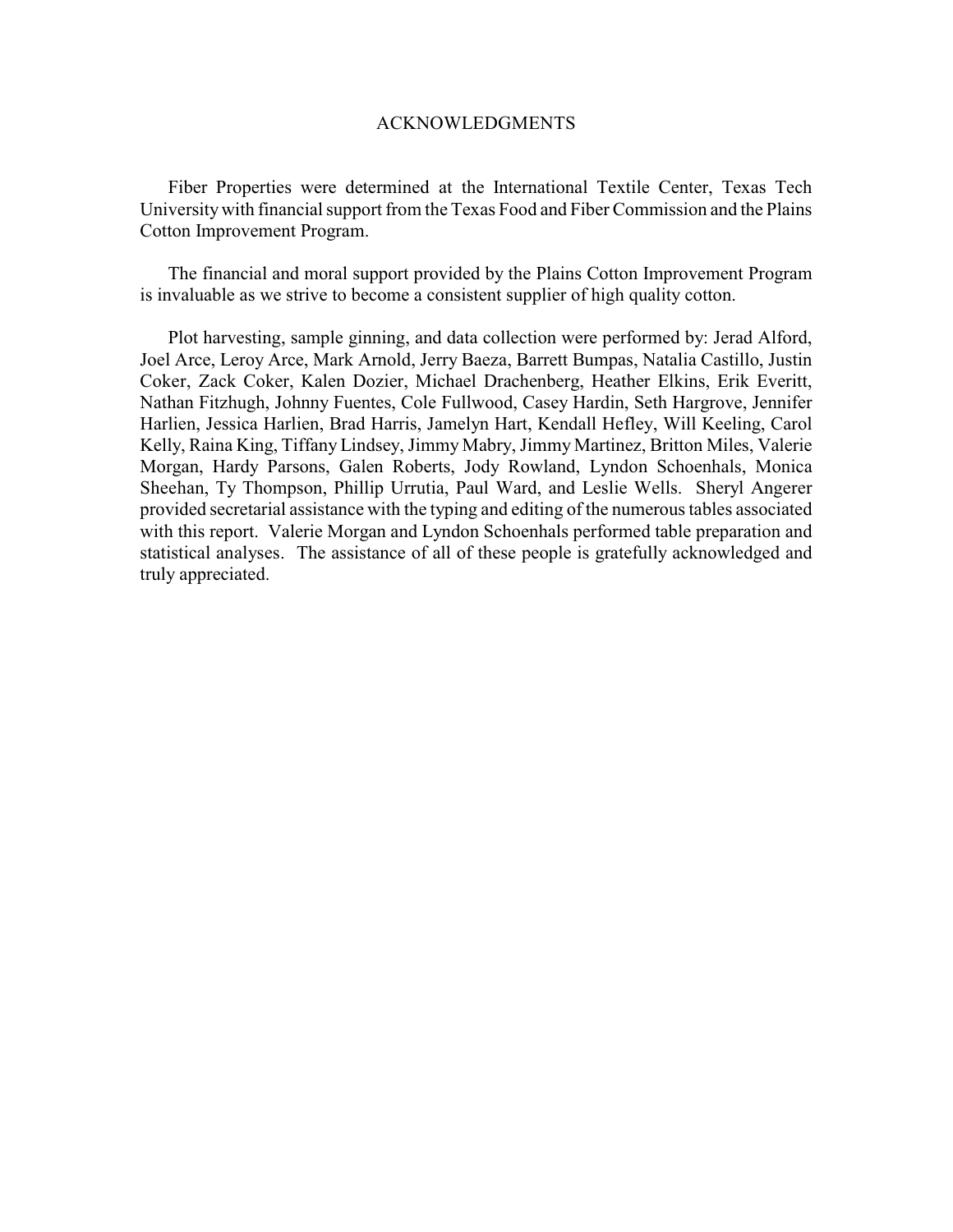# ACKNOWLEDGMENTS

Fiber Properties were determined at the International Textile Center, Texas Tech University with financial support from the Texas Food and Fiber Commission and the Plains Cotton Improvement Program.

The financial and moral support provided by the Plains Cotton Improvement Program is invaluable as we strive to become a consistent supplier of high quality cotton.

Plot harvesting, sample ginning, and data collection were performed by: Jerad Alford, Joel Arce, Leroy Arce, Mark Arnold, Jerry Baeza, Barrett Bumpas, Natalia Castillo, Justin Coker, Zack Coker, Kalen Dozier, Michael Drachenberg, Heather Elkins, Erik Everitt, Nathan Fitzhugh, Johnny Fuentes, Cole Fullwood, Casey Hardin, Seth Hargrove, Jennifer Harlien, Jessica Harlien, Brad Harris, Jamelyn Hart, Kendall Hefley, Will Keeling, Carol Kelly, Raina King, Tiffany Lindsey, Jimmy Mabry, Jimmy Martinez, Britton Miles, Valerie Morgan, Hardy Parsons, Galen Roberts, Jody Rowland, Lyndon Schoenhals, Monica Sheehan, Ty Thompson, Phillip Urrutia, Paul Ward, and Leslie Wells. Sheryl Angerer provided secretarial assistance with the typing and editing of the numerous tables associated with this report. Valerie Morgan and Lyndon Schoenhals performed table preparation and statistical analyses. The assistance of all of these people is gratefully acknowledged and truly appreciated.